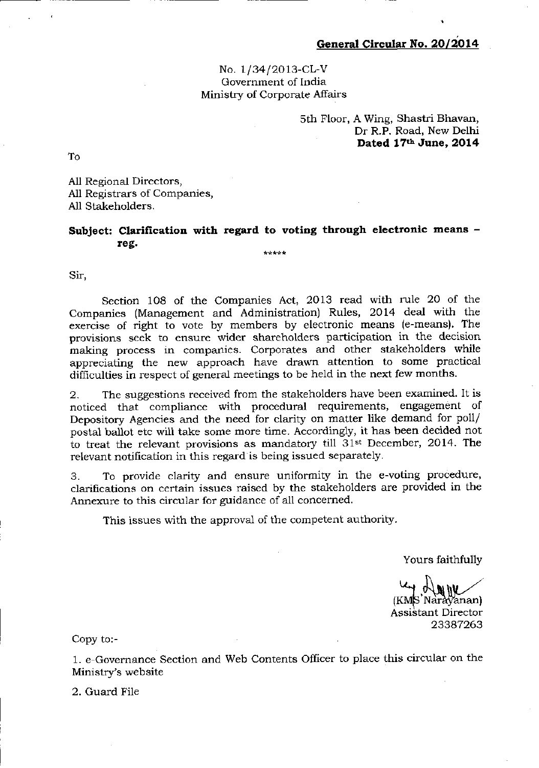**General Circular No. 20/2014**

No. 1/34/2013-CL-V
Government of India
Ministry of Corporate Affairs

5th Floor, A Wing, Shastri Bhavan,
Dr R.P. Road, New Delhi
**Dated 17th June, 2014**

To

All Regional Directors,
All Registrars of Companies,
All Stakeholders.

**Subject: Clarification with regard to voting through electronic means – reg.**

*****

Sir,

Section 108 of the Companies Act, 2013 read with rule 20 of the Companies (Management and Administration) Rules, 2014 deal with the exercise of right to vote by members by electronic means (e-means). The provisions seek to ensure wider shareholders participation in the decision making process in companies. Corporates and other stakeholders while appreciating the new approach have drawn attention to some practical difficulties in respect of general meetings to be held in the next few months.

2. The suggestions received from the stakeholders have been examined. It is noticed that compliance with procedural requirements, engagement of Depository Agencies and the need for clarity on matter like demand for poll/ postal ballot etc will take some more time. Accordingly, it has been decided not to treat the relevant provisions as mandatory till 31st December, 2014. The relevant notification in this regard is being issued separately.

3. To provide clarity and ensure uniformity in the e-voting procedure, clarifications on certain issues raised by the stakeholders are provided in the Annexure to this circular for guidance of all concerned.

This issues with the approval of the competent authority.

Yours faithfully

(KMS Narayanan)
Assistant Director
23387263

Copy to:-

1. e-Governance Section and Web Contents Officer to place this circular on the Ministry's website

2. Guard File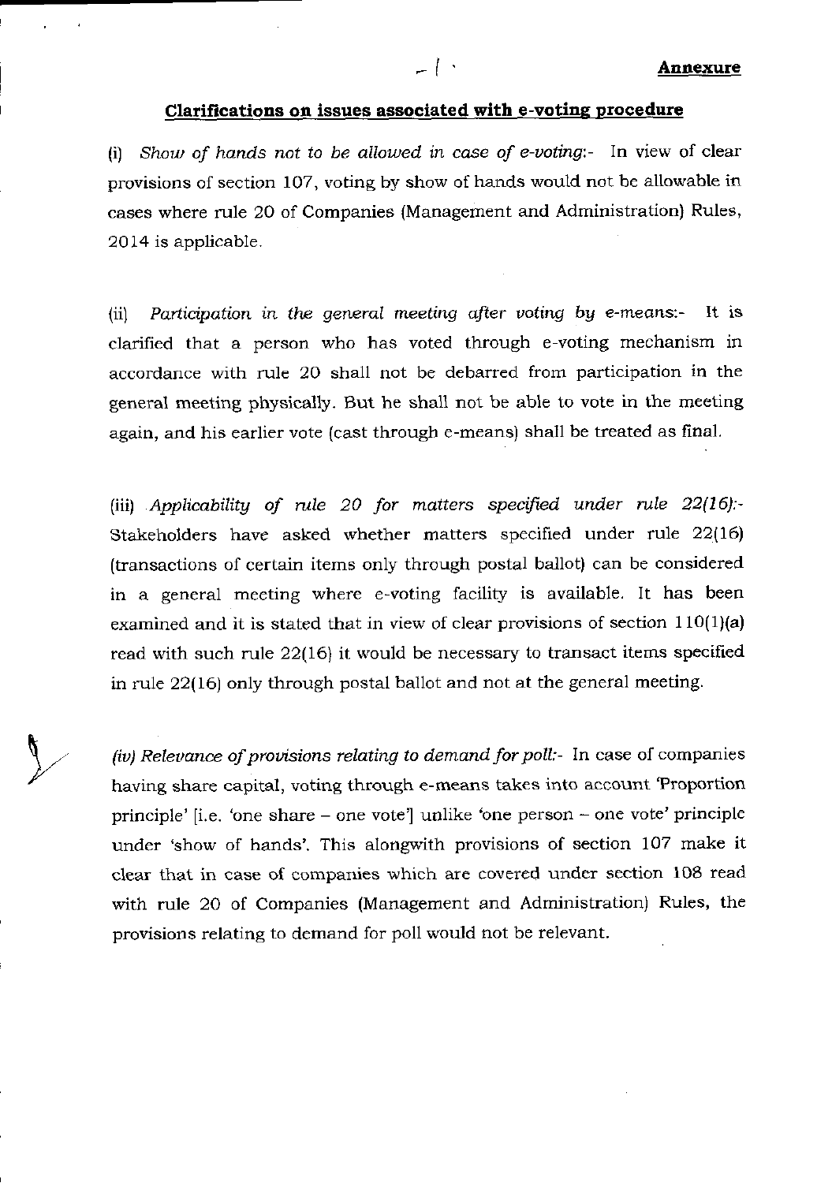**Annexure**

## Clarifications on issues associated with e-voting procedure

(i) *Show of hands not to be allowed in case of e-voting*:- In view of clear provisions of section 107, voting by show of hands would not be allowable in cases where rule 20 of Companies (Management and Administration) Rules, 2014 is applicable.

(ii) *Participation in the general meeting after voting by e-means*:- It is clarified that a person who has voted through e-voting mechanism in accordance with rule 20 shall not be debarred from participation in the general meeting physically. But he shall not be able to vote in the meeting again, and his earlier vote (cast through e-means) shall be treated as final.

(iii) *Applicability of rule 20 for matters specified under rule 22(16)*:- Stakeholders have asked whether matters specified under rule 22(16) (transactions of certain items only through postal ballot) can be considered in a general meeting where e-voting facility is available. It has been examined and it is stated that in view of clear provisions of section 110(1)(a) read with such rule 22(16) it would be necessary to transact items specified in rule 22(16) only through postal ballot and not at the general meeting.

*(iv) Relevance of provisions relating to demand for poll*:- In case of companies having share capital, voting through e-means takes into account 'Proportion principle' [i.e. 'one share – one vote'] unlike 'one person – one vote' principle under 'show of hands'. This alongwith provisions of section 107 make it clear that in case of companies which are covered under section 108 read with rule 20 of Companies (Management and Administration) Rules, the provisions relating to demand for poll would not be relevant.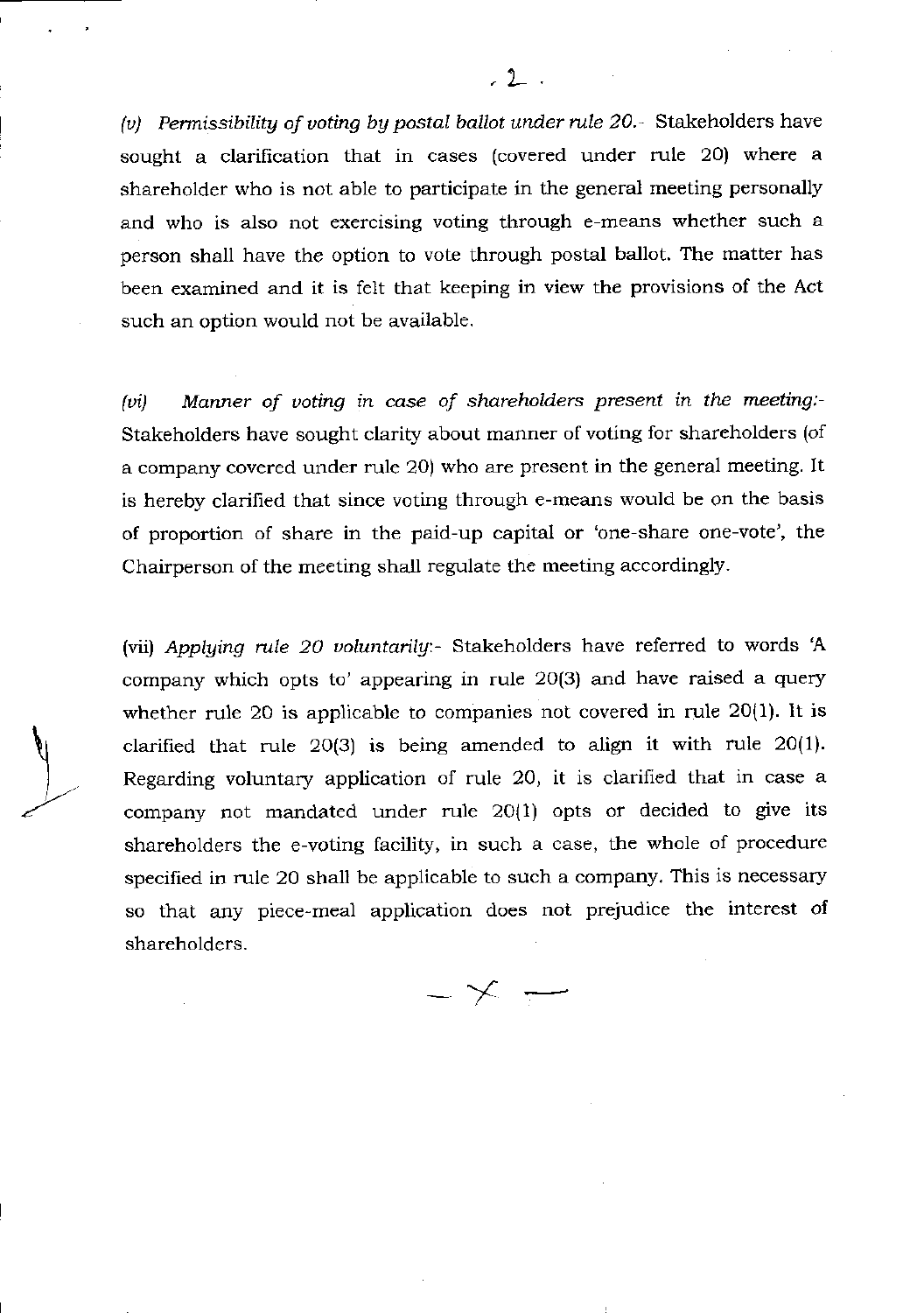*(v) Permissibility of voting by postal ballot under rule 20.-* Stakeholders have sought a clarification that in cases (covered under rule 20) where a shareholder who is not able to participate in the general meeting personally and who is also not exercising voting through e-means whether such a person shall have the option to vote through postal ballot. The matter has been examined and it is felt that keeping in view the provisions of the Act such an option would not be available.

*(vi) Manner of voting in case of shareholders present in the meeting:-* Stakeholders have sought clarity about manner of voting for shareholders (of a company covered under rule 20) who are present in the general meeting. It is hereby clarified that since voting through e-means would be on the basis of proportion of share in the paid-up capital or 'one-share one-vote', the Chairperson of the meeting shall regulate the meeting accordingly.

(vii) *Applying rule 20 voluntarily:-* Stakeholders have referred to words 'A company which opts to' appearing in rule 20(3) and have raised a query whether rule 20 is applicable to companies not covered in rule 20(1). It is clarified that rule 20(3) is being amended to align it with rule 20(1). Regarding voluntary application of rule 20, it is clarified that in case a company not mandated under rule 20(1) opts or decided to give its shareholders the e-voting facility, in such a case, the whole of procedure specified in rule 20 shall be applicable to such a company. This is necessary so that any piece-meal application does not prejudice the interest of shareholders.

— x —